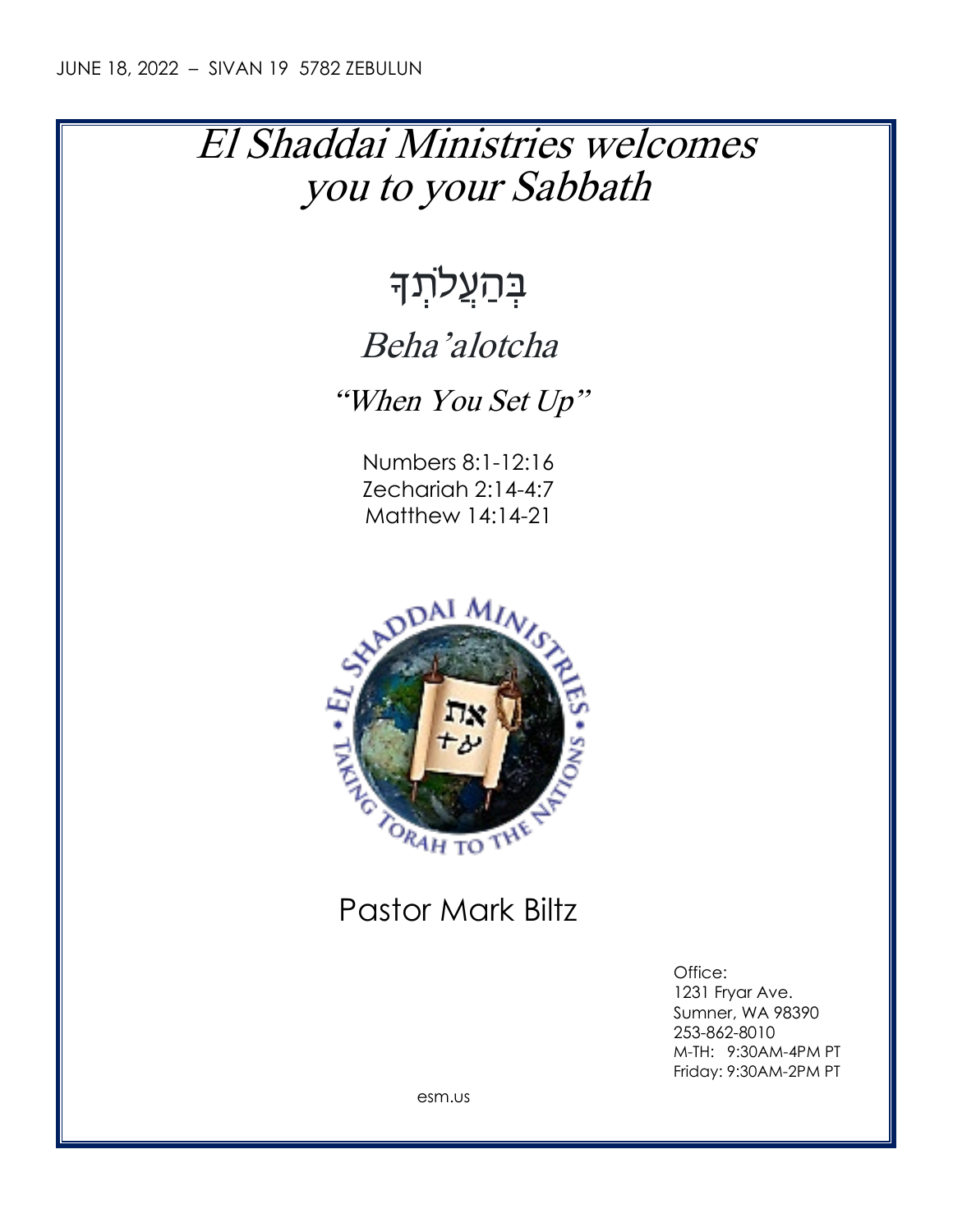JUNE 18, 2022 – SIVAN 19 5782 ZEBULUN

# *El Shaddai Ministries welcomes you to your Sabbath*

## בְּהַעֲלֹתְךָ

## *Beha'alotcha*

### *"When You Set Up"*

Numbers 8:1-12:16
Zechariah 2:14-4:7
Matthew 14:14-21

Pastor Mark Biltz

Office:
1231 Fryar Ave.
Sumner, WA 98390
253-862-8010
M-TH: 9:30AM-4PM PT
Friday: 9:30AM-2PM PT

esm.us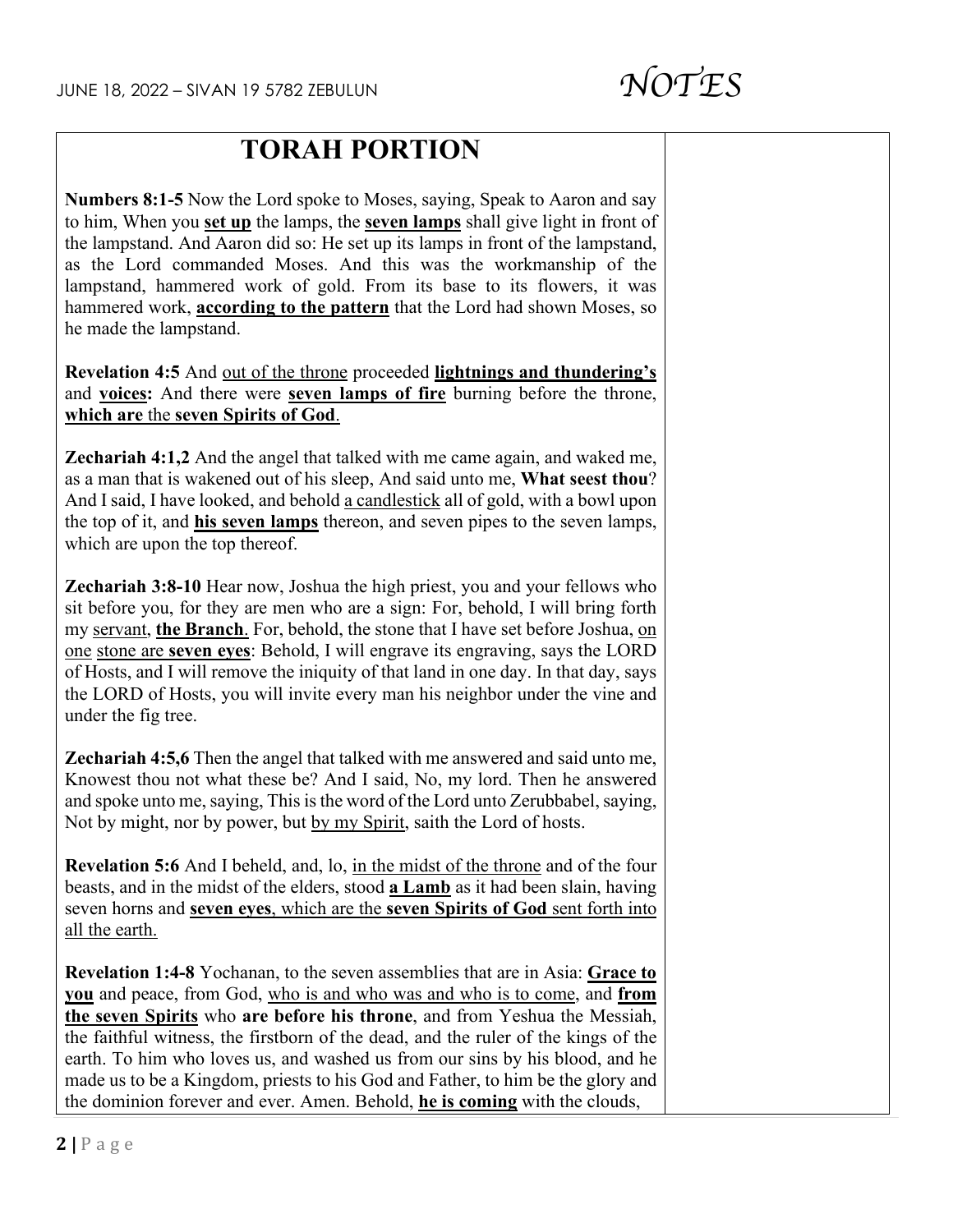JUNE 18, 2022 – SIVAN 19 5782 ZEBULUN

*NOTES*

# TORAH PORTION

**Numbers 8:1-5** Now the Lord spoke to Moses, saying, Speak to Aaron and say to him, When you <u>**set up**</u> the lamps, the <u>**seven lamps**</u> shall give light in front of the lampstand. And Aaron did so: He set up its lamps in front of the lampstand, as the Lord commanded Moses. And this was the workmanship of the lampstand, hammered work of gold. From its base to its flowers, it was hammered work, <u>**according to the pattern**</u> that the Lord had shown Moses, so he made the lampstand.

**Revelation 4:5** And <u>out of the throne</u> proceeded <u>**lightnings and thundering's**</u> and <u>**voices:**</u> And there were <u>**seven lamps of fire**</u> burning before the throne, <u>**which are** the **seven Spirits of God**</u>.

**Zechariah 4:1,2** And the angel that talked with me came again, and waked me, as a man that is wakened out of his sleep, And said unto me, **What seest thou**? And I said, I have looked, and behold <u>a candlestick</u> all of gold, with a bowl upon the top of it, and <u>**his seven lamps**</u> thereon, and seven pipes to the seven lamps, which are upon the top thereof.

**Zechariah 3:8-10** Hear now, Joshua the high priest, you and your fellows who sit before you, for they are men who are a sign: For, behold, I will bring forth my <u>servant</u>, <u>**the Branch**</u>. For, behold, the stone that I have set before Joshua, <u>on one</u> <u>stone are **seven eyes**</u>: Behold, I will engrave its engraving, says the LORD of Hosts, and I will remove the iniquity of that land in one day. In that day, says the LORD of Hosts, you will invite every man his neighbor under the vine and under the fig tree.

**Zechariah 4:5,6** Then the angel that talked with me answered and said unto me, Knowest thou not what these be? And I said, No, my lord. Then he answered and spoke unto me, saying, This is the word of the Lord unto Zerubbabel, saying, Not by might, nor by power, but <u>by my Spirit</u>, saith the Lord of hosts.

**Revelation 5:6** And I beheld, and, lo, <u>in the midst of the throne</u> and of the four beasts, and in the midst of the elders, stood <u>**a Lamb**</u> as it had been slain, having seven horns and <u>**seven eyes**, which are the **seven Spirits of God** sent forth into all the earth.</u>

**Revelation 1:4-8** Yochanan, to the seven assemblies that are in Asia: <u>**Grace to you**</u> and peace, from God, <u>who is and who was and who is to come</u>, and <u>**from the seven Spirits**</u> who **are before his throne**, and from Yeshua the Messiah, the faithful witness, the firstborn of the dead, and the ruler of the kings of the earth. To him who loves us, and washed us from our sins by his blood, and he made us to be a Kingdom, priests to his God and Father, to him be the glory and the dominion forever and ever. Amen. Behold, <u>**he is coming**</u> with the clouds,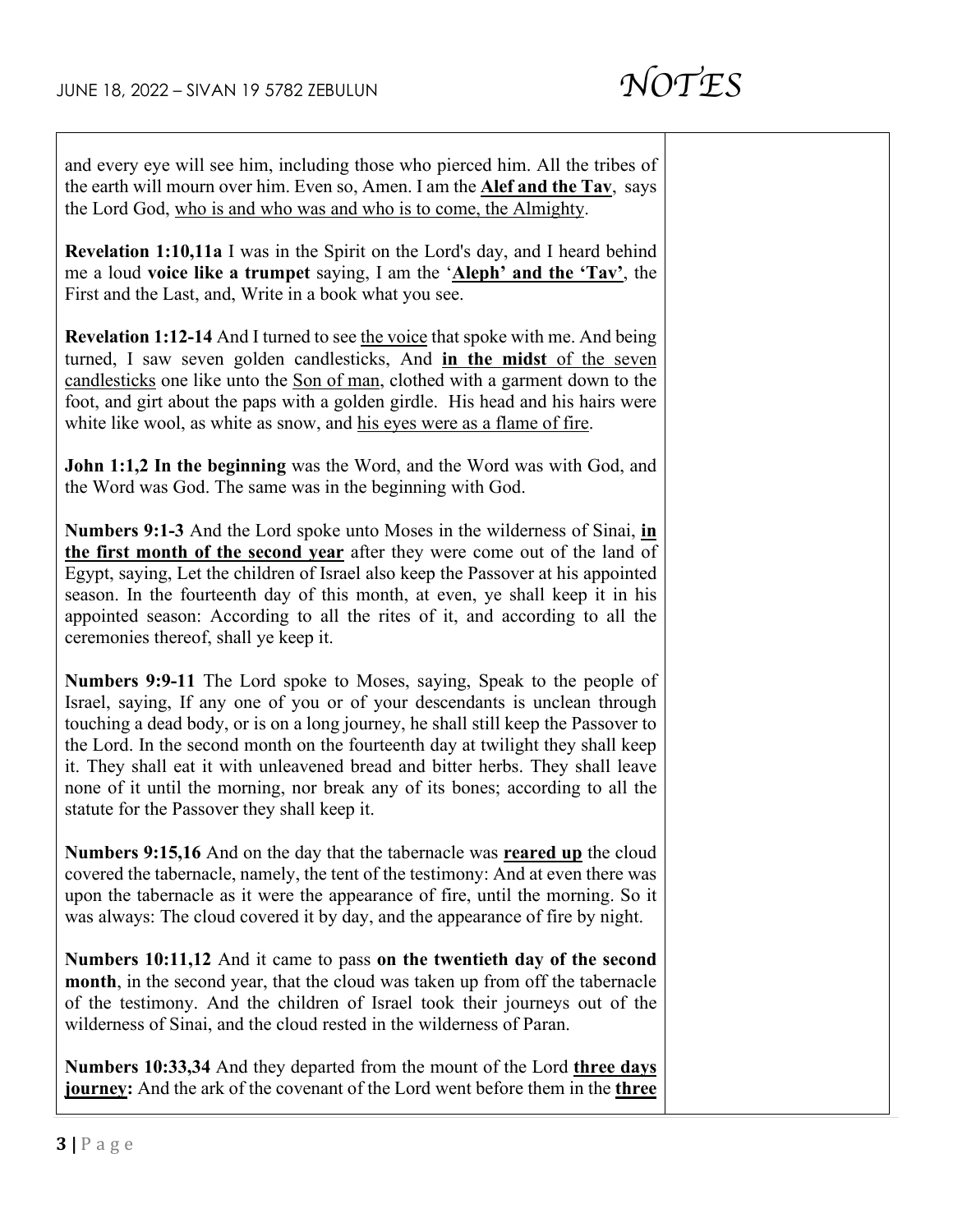and every eye will see him, including those who pierced him. All the tribes of the earth will mourn over him. Even so, Amen. I am the **Alef and the Tav**, says the Lord God, who is and who was and who is to come, the Almighty.

**Revelation 1:10,11a** I was in the Spirit on the Lord's day, and I heard behind me a loud **voice like a trumpet** saying, I am the '**Aleph' and the 'Tav'**, the First and the Last, and, Write in a book what you see.

**Revelation 1:12-14** And I turned to see the voice that spoke with me. And being turned, I saw seven golden candlesticks, And **in the midst** of the seven candlesticks one like unto the Son of man, clothed with a garment down to the foot, and girt about the paps with a golden girdle. His head and his hairs were white like wool, as white as snow, and his eyes were as a flame of fire.

**John 1:1,2 In the beginning** was the Word, and the Word was with God, and the Word was God. The same was in the beginning with God.

**Numbers 9:1-3** And the Lord spoke unto Moses in the wilderness of Sinai, **in the first month of the second year** after they were come out of the land of Egypt, saying, Let the children of Israel also keep the Passover at his appointed season. In the fourteenth day of this month, at even, ye shall keep it in his appointed season: According to all the rites of it, and according to all the ceremonies thereof, shall ye keep it.

**Numbers 9:9-11** The Lord spoke to Moses, saying, Speak to the people of Israel, saying, If any one of you or of your descendants is unclean through touching a dead body, or is on a long journey, he shall still keep the Passover to the Lord. In the second month on the fourteenth day at twilight they shall keep it. They shall eat it with unleavened bread and bitter herbs. They shall leave none of it until the morning, nor break any of its bones; according to all the statute for the Passover they shall keep it.

**Numbers 9:15,16** And on the day that the tabernacle was **reared up** the cloud covered the tabernacle, namely, the tent of the testimony: And at even there was upon the tabernacle as it were the appearance of fire, until the morning. So it was always: The cloud covered it by day, and the appearance of fire by night.

**Numbers 10:11,12** And it came to pass **on the twentieth day of the second month**, in the second year, that the cloud was taken up from off the tabernacle of the testimony. And the children of Israel took their journeys out of the wilderness of Sinai, and the cloud rested in the wilderness of Paran.

**Numbers 10:33,34** And they departed from the mount of the Lord **three days journey:** And the ark of the covenant of the Lord went before them in the **three**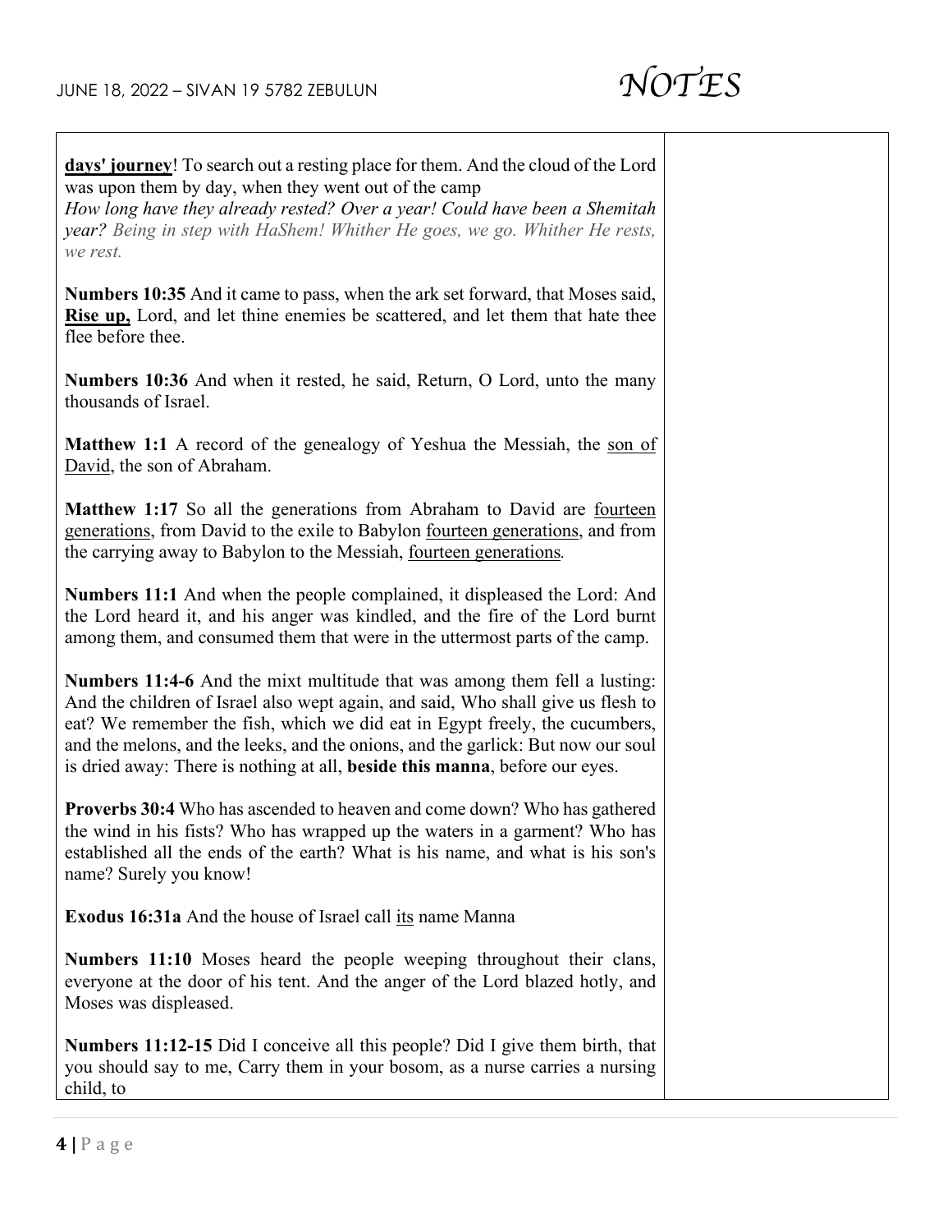**days' journey**! To search out a resting place for them. And the cloud of the Lord was upon them by day, when they went out of the camp

*How long have they already rested? Over a year! Could have been a Shemitah year? Being in step with HaShem! Whither He goes, we go. Whither He rests, we rest.*

**Numbers 10:35** And it came to pass, when the ark set forward, that Moses said, **Rise up,** Lord, and let thine enemies be scattered, and let them that hate thee flee before thee.

**Numbers 10:36** And when it rested, he said, Return, O Lord, unto the many thousands of Israel.

**Matthew 1:1** A record of the genealogy of Yeshua the Messiah, the son of David, the son of Abraham.

**Matthew 1:17** So all the generations from Abraham to David are fourteen generations, from David to the exile to Babylon fourteen generations, and from the carrying away to Babylon to the Messiah, fourteen generations.

**Numbers 11:1** And when the people complained, it displeased the Lord: And the Lord heard it, and his anger was kindled, and the fire of the Lord burnt among them, and consumed them that were in the uttermost parts of the camp.

**Numbers 11:4-6** And the mixt multitude that was among them fell a lusting: And the children of Israel also wept again, and said, Who shall give us flesh to eat? We remember the fish, which we did eat in Egypt freely, the cucumbers, and the melons, and the leeks, and the onions, and the garlick: But now our soul is dried away: There is nothing at all, **beside this manna**, before our eyes.

**Proverbs 30:4** Who has ascended to heaven and come down? Who has gathered the wind in his fists? Who has wrapped up the waters in a garment? Who has established all the ends of the earth? What is his name, and what is his son's name? Surely you know!

**Exodus 16:31a** And the house of Israel call its name Manna

**Numbers 11:10** Moses heard the people weeping throughout their clans, everyone at the door of his tent. And the anger of the Lord blazed hotly, and Moses was displeased.

**Numbers 11:12-15** Did I conceive all this people? Did I give them birth, that you should say to me, Carry them in your bosom, as a nurse carries a nursing child, to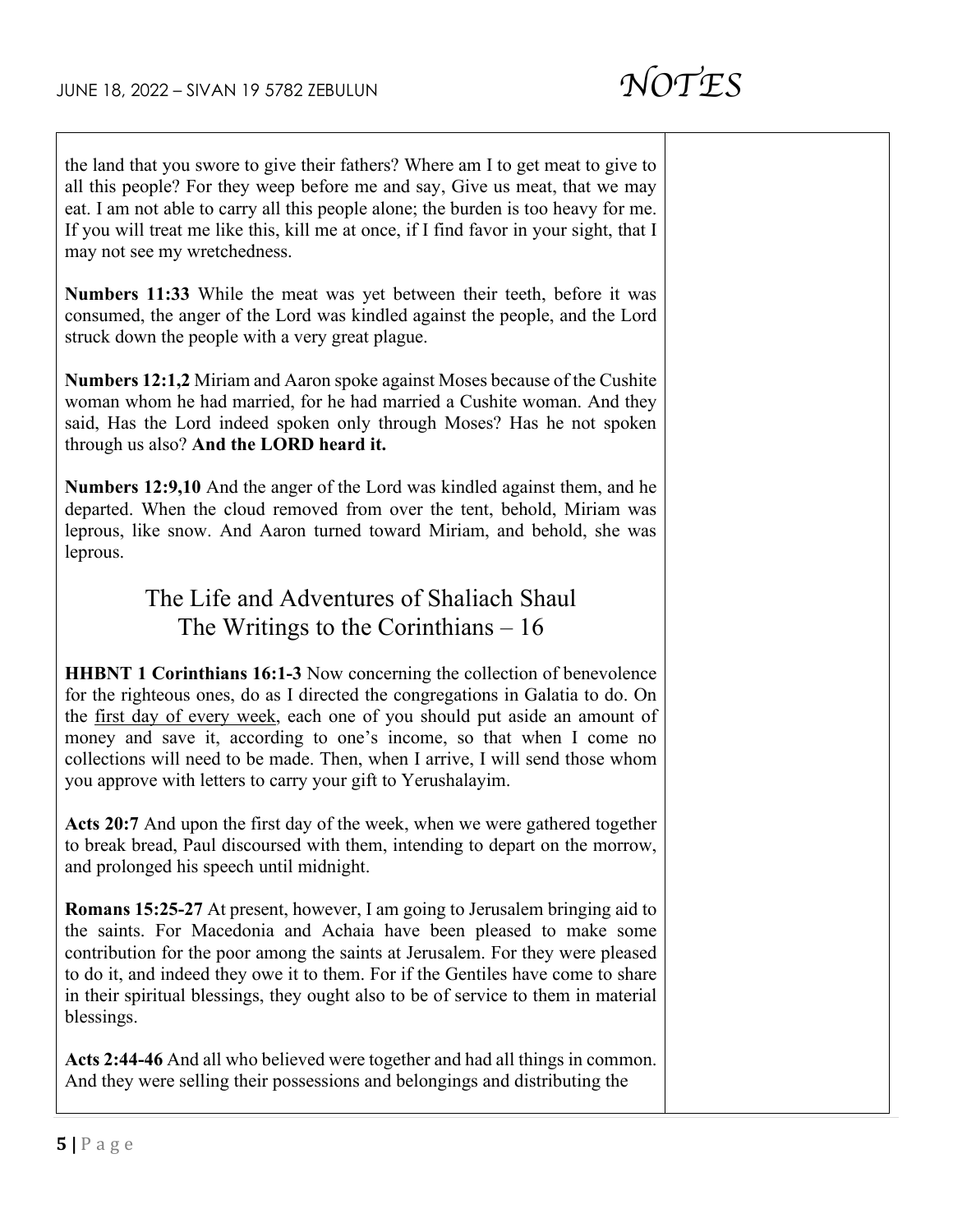the land that you swore to give their fathers? Where am I to get meat to give to all this people? For they weep before me and say, Give us meat, that we may eat. I am not able to carry all this people alone; the burden is too heavy for me. If you will treat me like this, kill me at once, if I find favor in your sight, that I may not see my wretchedness.

**Numbers 11:33** While the meat was yet between their teeth, before it was consumed, the anger of the Lord was kindled against the people, and the Lord struck down the people with a very great plague.

**Numbers 12:1,2** Miriam and Aaron spoke against Moses because of the Cushite woman whom he had married, for he had married a Cushite woman. And they said, Has the Lord indeed spoken only through Moses? Has he not spoken through us also? **And the LORD heard it.**

**Numbers 12:9,10** And the anger of the Lord was kindled against them, and he departed. When the cloud removed from over the tent, behold, Miriam was leprous, like snow. And Aaron turned toward Miriam, and behold, she was leprous.

## The Life and Adventures of Shaliach Shaul
## The Writings to the Corinthians – 16

**HHBNT 1 Corinthians 16:1-3** Now concerning the collection of benevolence for the righteous ones, do as I directed the congregations in Galatia to do. On the <u>first day of every week</u>, each one of you should put aside an amount of money and save it, according to one's income, so that when I come no collections will need to be made. Then, when I arrive, I will send those whom you approve with letters to carry your gift to Yerushalayim.

**Acts 20:7** And upon the first day of the week, when we were gathered together to break bread, Paul discoursed with them, intending to depart on the morrow, and prolonged his speech until midnight.

**Romans 15:25-27** At present, however, I am going to Jerusalem bringing aid to the saints. For Macedonia and Achaia have been pleased to make some contribution for the poor among the saints at Jerusalem. For they were pleased to do it, and indeed they owe it to them. For if the Gentiles have come to share in their spiritual blessings, they ought also to be of service to them in material blessings.

**Acts 2:44-46** And all who believed were together and had all things in common. And they were selling their possessions and belongings and distributing the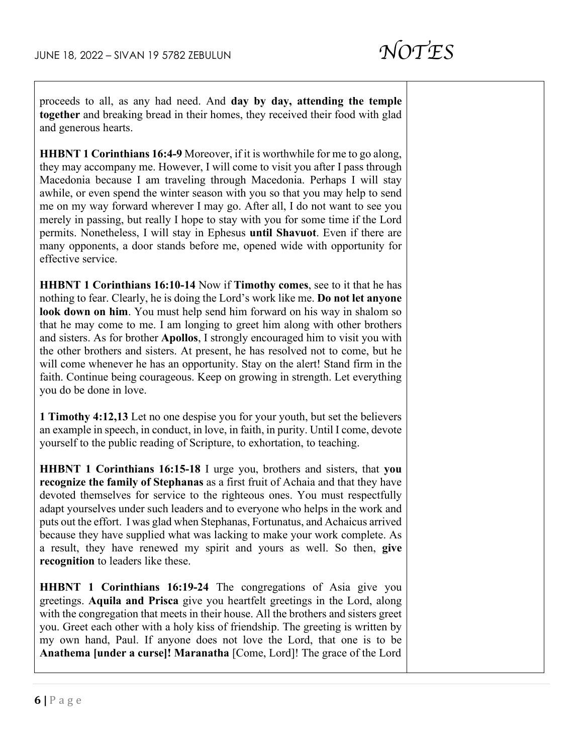proceeds to all, as any had need. And **day by day, attending the temple together** and breaking bread in their homes, they received their food with glad and generous hearts.

**HHBNT 1 Corinthians 16:4-9** Moreover, if it is worthwhile for me to go along, they may accompany me. However, I will come to visit you after I pass through Macedonia because I am traveling through Macedonia. Perhaps I will stay awhile, or even spend the winter season with you so that you may help to send me on my way forward wherever I may go. After all, I do not want to see you merely in passing, but really I hope to stay with you for some time if the Lord permits. Nonetheless, I will stay in Ephesus **until Shavuot**. Even if there are many opponents, a door stands before me, opened wide with opportunity for effective service.

**HHBNT 1 Corinthians 16:10-14** Now if **Timothy comes**, see to it that he has nothing to fear. Clearly, he is doing the Lord's work like me. **Do not let anyone look down on him**. You must help send him forward on his way in shalom so that he may come to me. I am longing to greet him along with other brothers and sisters. As for brother **Apollos**, I strongly encouraged him to visit you with the other brothers and sisters. At present, he has resolved not to come, but he will come whenever he has an opportunity. Stay on the alert! Stand firm in the faith. Continue being courageous. Keep on growing in strength. Let everything you do be done in love.

**1 Timothy 4:12,13** Let no one despise you for your youth, but set the believers an example in speech, in conduct, in love, in faith, in purity. Until I come, devote yourself to the public reading of Scripture, to exhortation, to teaching.

**HHBNT 1 Corinthians 16:15-18** I urge you, brothers and sisters, that **you recognize the family of Stephanas** as a first fruit of Achaia and that they have devoted themselves for service to the righteous ones. You must respectfully adapt yourselves under such leaders and to everyone who helps in the work and puts out the effort. I was glad when Stephanas, Fortunatus, and Achaicus arrived because they have supplied what was lacking to make your work complete. As a result, they have renewed my spirit and yours as well. So then, **give recognition** to leaders like these.

**HHBNT 1 Corinthians 16:19-24** The congregations of Asia give you greetings. **Aquila and Prisca** give you heartfelt greetings in the Lord, along with the congregation that meets in their house. All the brothers and sisters greet you. Greet each other with a holy kiss of friendship. The greeting is written by my own hand, Paul. If anyone does not love the Lord, that one is to be **Anathema [under a curse]! Maranatha** [Come, Lord]! The grace of the Lord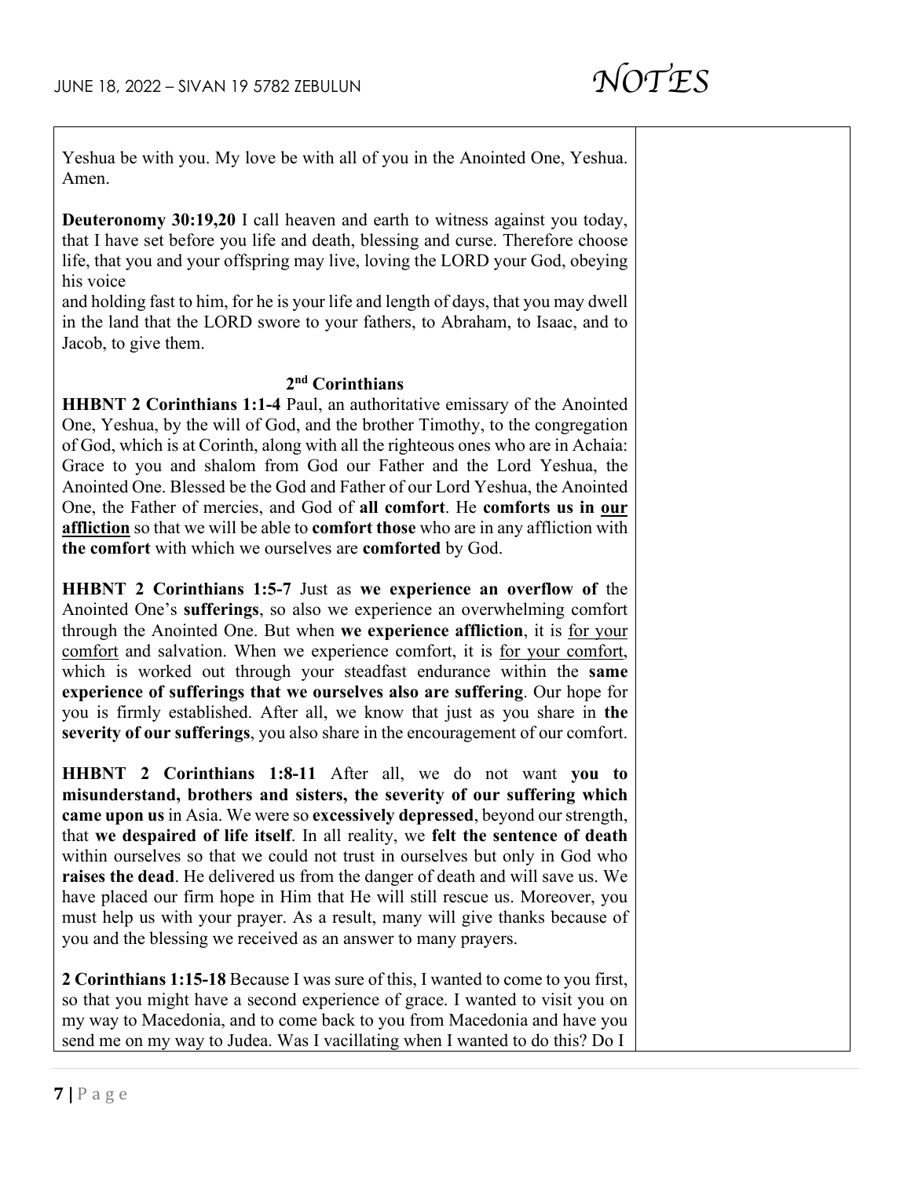Yeshua be with you. My love be with all of you in the Anointed One, Yeshua. Amen.

**Deuteronomy 30:19,20** I call heaven and earth to witness against you today, that I have set before you life and death, blessing and curse. Therefore choose life, that you and your offspring may live, loving the LORD your God, obeying his voice
and holding fast to him, for he is your life and length of days, that you may dwell in the land that the LORD swore to your fathers, to Abraham, to Isaac, and to Jacob, to give them.

### 2nd Corinthians

**HHBNT 2 Corinthians 1:1-4** Paul, an authoritative emissary of the Anointed One, Yeshua, by the will of God, and the brother Timothy, to the congregation of God, which is at Corinth, along with all the righteous ones who are in Achaia: Grace to you and shalom from God our Father and the Lord Yeshua, the Anointed One. Blessed be the God and Father of our Lord Yeshua, the Anointed One, the Father of mercies, and God of **all comfort**. He **comforts us in <u>our affliction</u>** so that we will be able to **comfort those** who are in any affliction with **the comfort** with which we ourselves are **comforted** by God.

**HHBNT 2 Corinthians 1:5-7** Just as **we experience an overflow of** the Anointed One's **sufferings**, so also we experience an overwhelming comfort through the Anointed One. But when **we experience affliction**, it is <u>for your comfort</u> and salvation. When we experience comfort, it is <u>for your comfort</u>, which is worked out through your steadfast endurance within the **same experience of sufferings that we ourselves also are suffering**. Our hope for you is firmly established. After all, we know that just as you share in **the severity of our sufferings**, you also share in the encouragement of our comfort.

**HHBNT 2 Corinthians 1:8-11** After all, we do not want **you to misunderstand, brothers and sisters, the severity of our suffering which came upon us** in Asia. We were so **excessively depressed**, beyond our strength, that **we despaired of life itself**. In all reality, we **felt the sentence of death** within ourselves so that we could not trust in ourselves but only in God who **raises the dead**. He delivered us from the danger of death and will save us. We have placed our firm hope in Him that He will still rescue us. Moreover, you must help us with your prayer. As a result, many will give thanks because of you and the blessing we received as an answer to many prayers.

**2 Corinthians 1:15-18** Because I was sure of this, I wanted to come to you first, so that you might have a second experience of grace. I wanted to visit you on my way to Macedonia, and to come back to you from Macedonia and have you send me on my way to Judea. Was I vacillating when I wanted to do this? Do I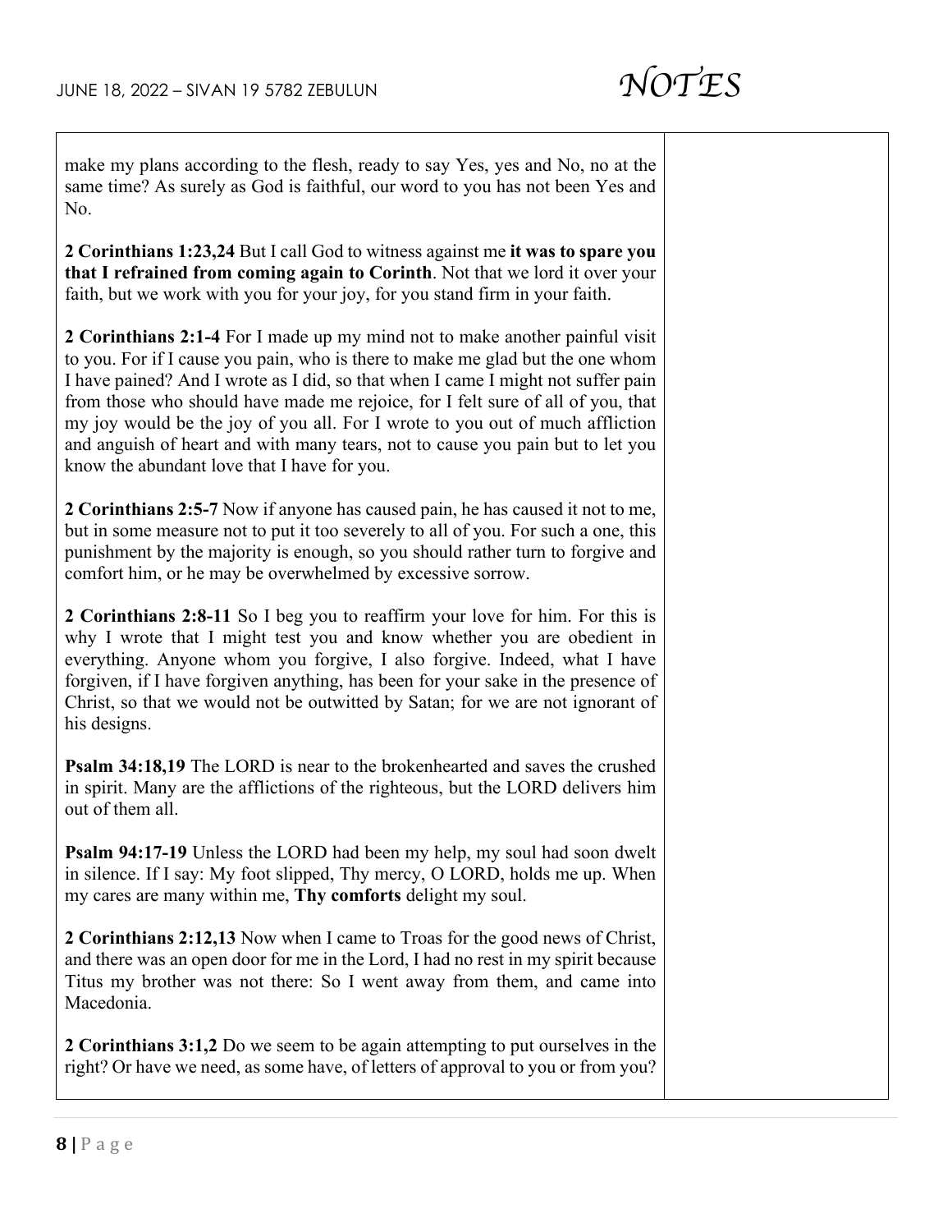make my plans according to the flesh, ready to say Yes, yes and No, no at the same time? As surely as God is faithful, our word to you has not been Yes and No.

**2 Corinthians 1:23,24** But I call God to witness against me **it was to spare you that I refrained from coming again to Corinth**. Not that we lord it over your faith, but we work with you for your joy, for you stand firm in your faith.

**2 Corinthians 2:1-4** For I made up my mind not to make another painful visit to you. For if I cause you pain, who is there to make me glad but the one whom I have pained? And I wrote as I did, so that when I came I might not suffer pain from those who should have made me rejoice, for I felt sure of all of you, that my joy would be the joy of you all. For I wrote to you out of much affliction and anguish of heart and with many tears, not to cause you pain but to let you know the abundant love that I have for you.

**2 Corinthians 2:5-7** Now if anyone has caused pain, he has caused it not to me, but in some measure not to put it too severely to all of you. For such a one, this punishment by the majority is enough, so you should rather turn to forgive and comfort him, or he may be overwhelmed by excessive sorrow.

**2 Corinthians 2:8-11** So I beg you to reaffirm your love for him. For this is why I wrote that I might test you and know whether you are obedient in everything. Anyone whom you forgive, I also forgive. Indeed, what I have forgiven, if I have forgiven anything, has been for your sake in the presence of Christ, so that we would not be outwitted by Satan; for we are not ignorant of his designs.

**Psalm 34:18,19** The LORD is near to the brokenhearted and saves the crushed in spirit. Many are the afflictions of the righteous, but the LORD delivers him out of them all.

**Psalm 94:17-19** Unless the LORD had been my help, my soul had soon dwelt in silence. If I say: My foot slipped, Thy mercy, O LORD, holds me up. When my cares are many within me, **Thy comforts** delight my soul.

**2 Corinthians 2:12,13** Now when I came to Troas for the good news of Christ, and there was an open door for me in the Lord, I had no rest in my spirit because Titus my brother was not there: So I went away from them, and came into Macedonia.

**2 Corinthians 3:1,2** Do we seem to be again attempting to put ourselves in the right? Or have we need, as some have, of letters of approval to you or from you?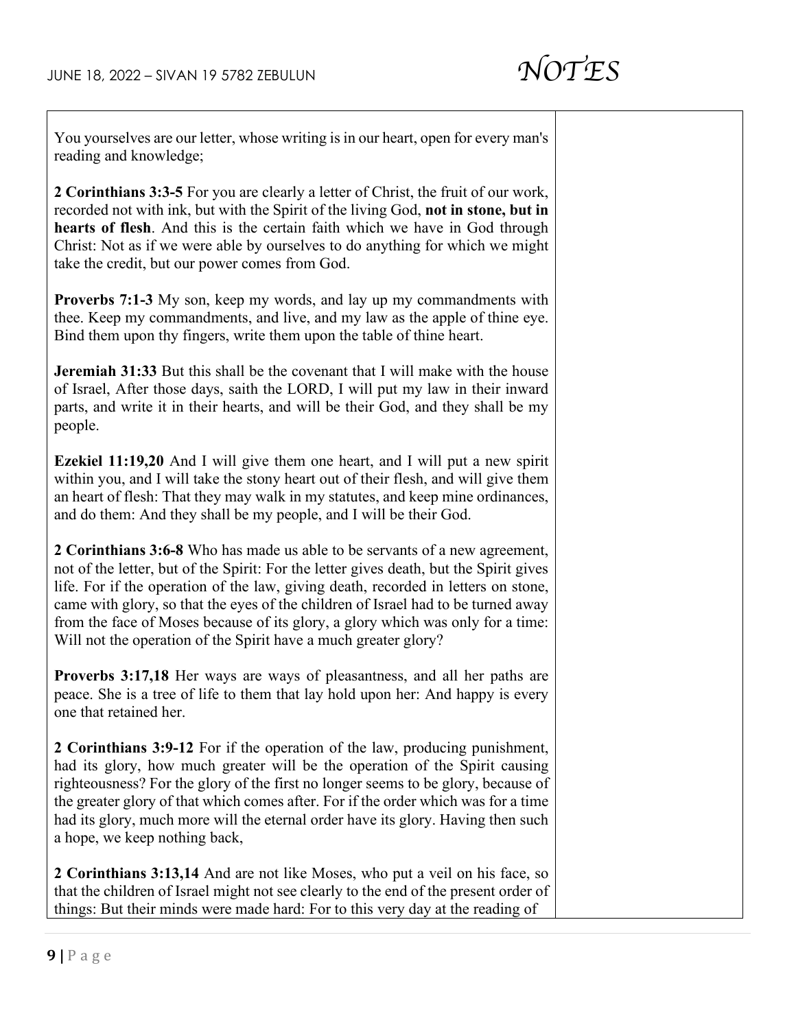You yourselves are our letter, whose writing is in our heart, open for every man's reading and knowledge;

**2 Corinthians 3:3-5** For you are clearly a letter of Christ, the fruit of our work, recorded not with ink, but with the Spirit of the living God, **not in stone, but in hearts of flesh**. And this is the certain faith which we have in God through Christ: Not as if we were able by ourselves to do anything for which we might take the credit, but our power comes from God.

**Proverbs 7:1-3** My son, keep my words, and lay up my commandments with thee. Keep my commandments, and live, and my law as the apple of thine eye. Bind them upon thy fingers, write them upon the table of thine heart.

**Jeremiah 31:33** But this shall be the covenant that I will make with the house of Israel, After those days, saith the LORD, I will put my law in their inward parts, and write it in their hearts, and will be their God, and they shall be my people.

**Ezekiel 11:19,20** And I will give them one heart, and I will put a new spirit within you, and I will take the stony heart out of their flesh, and will give them an heart of flesh: That they may walk in my statutes, and keep mine ordinances, and do them: And they shall be my people, and I will be their God.

**2 Corinthians 3:6-8** Who has made us able to be servants of a new agreement, not of the letter, but of the Spirit: For the letter gives death, but the Spirit gives life. For if the operation of the law, giving death, recorded in letters on stone, came with glory, so that the eyes of the children of Israel had to be turned away from the face of Moses because of its glory, a glory which was only for a time: Will not the operation of the Spirit have a much greater glory?

**Proverbs 3:17,18** Her ways are ways of pleasantness, and all her paths are peace. She is a tree of life to them that lay hold upon her: And happy is every one that retained her.

**2 Corinthians 3:9-12** For if the operation of the law, producing punishment, had its glory, how much greater will be the operation of the Spirit causing righteousness? For the glory of the first no longer seems to be glory, because of the greater glory of that which comes after. For if the order which was for a time had its glory, much more will the eternal order have its glory. Having then such a hope, we keep nothing back,

**2 Corinthians 3:13,14** And are not like Moses, who put a veil on his face, so that the children of Israel might not see clearly to the end of the present order of things: But their minds were made hard: For to this very day at the reading of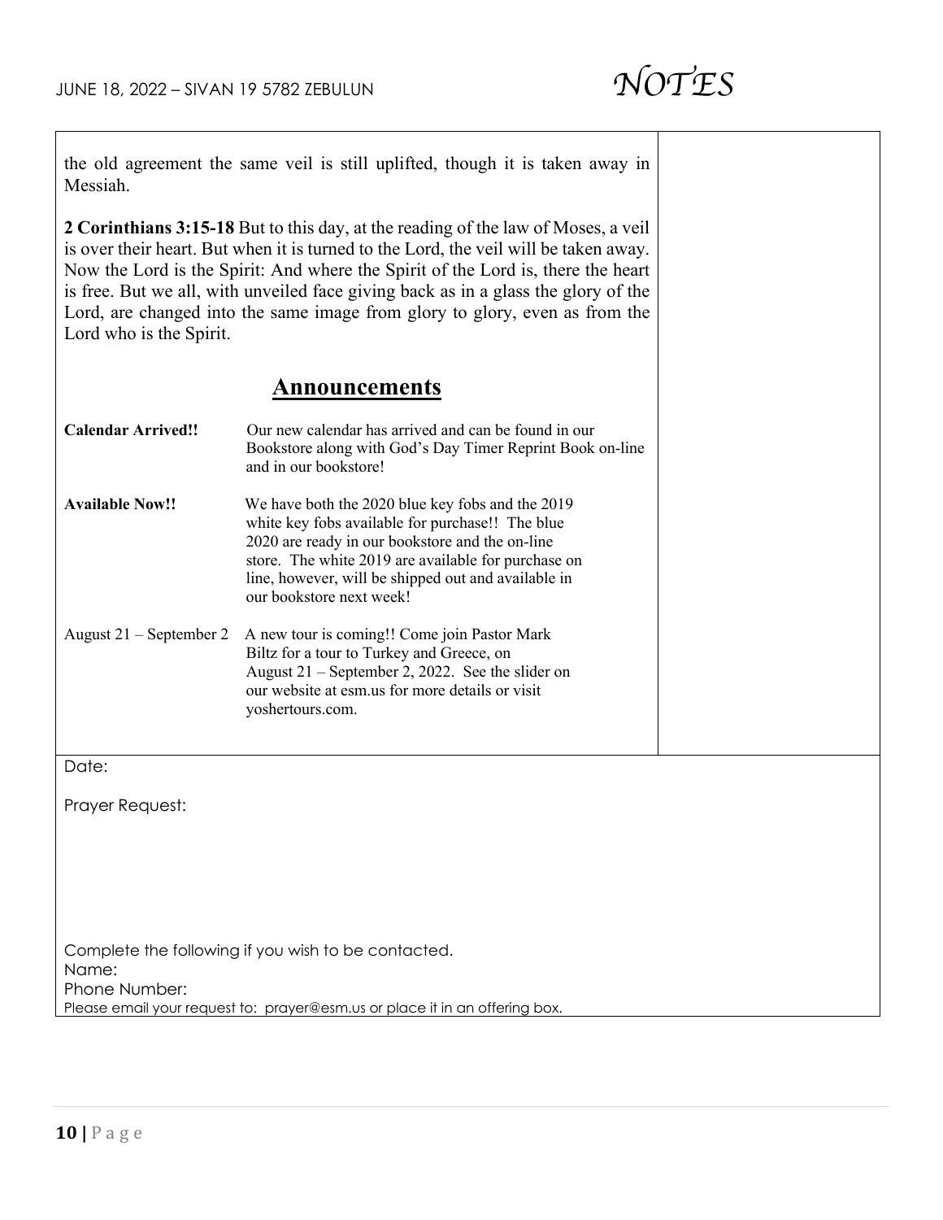the old agreement the same veil is still uplifted, though it is taken away in Messiah.

**2 Corinthians 3:15-18** But to this day, at the reading of the law of Moses, a veil is over their heart. But when it is turned to the Lord, the veil will be taken away. Now the Lord is the Spirit: And where the Spirit of the Lord is, there the heart is free. But we all, with unveiled face giving back as in a glass the glory of the Lord, are changed into the same image from glory to glory, even as from the Lord who is the Spirit.

## Announcements

| | |
|---|---|
| **Calendar Arrived!!** | Our new calendar has arrived and can be found in our Bookstore along with God's Day Timer Reprint Book on-line and in our bookstore! |
| **Available Now!!** | We have both the 2020 blue key fobs and the 2019 white key fobs available for purchase!! The blue 2020 are ready in our bookstore and the on-line store. The white 2019 are available for purchase on line, however, will be shipped out and available in our bookstore next week! |
| August 21 – September 2 | A new tour is coming!! Come join Pastor Mark Biltz for a tour to Turkey and Greece, on August 21 – September 2, 2022. See the slider on our website at esm.us for more details or visit yoshertours.com. |

Date:

Prayer Request:

Complete the following if you wish to be contacted.
Name:
Phone Number:
Please email your request to: prayer@esm.us or place it in an offering box.